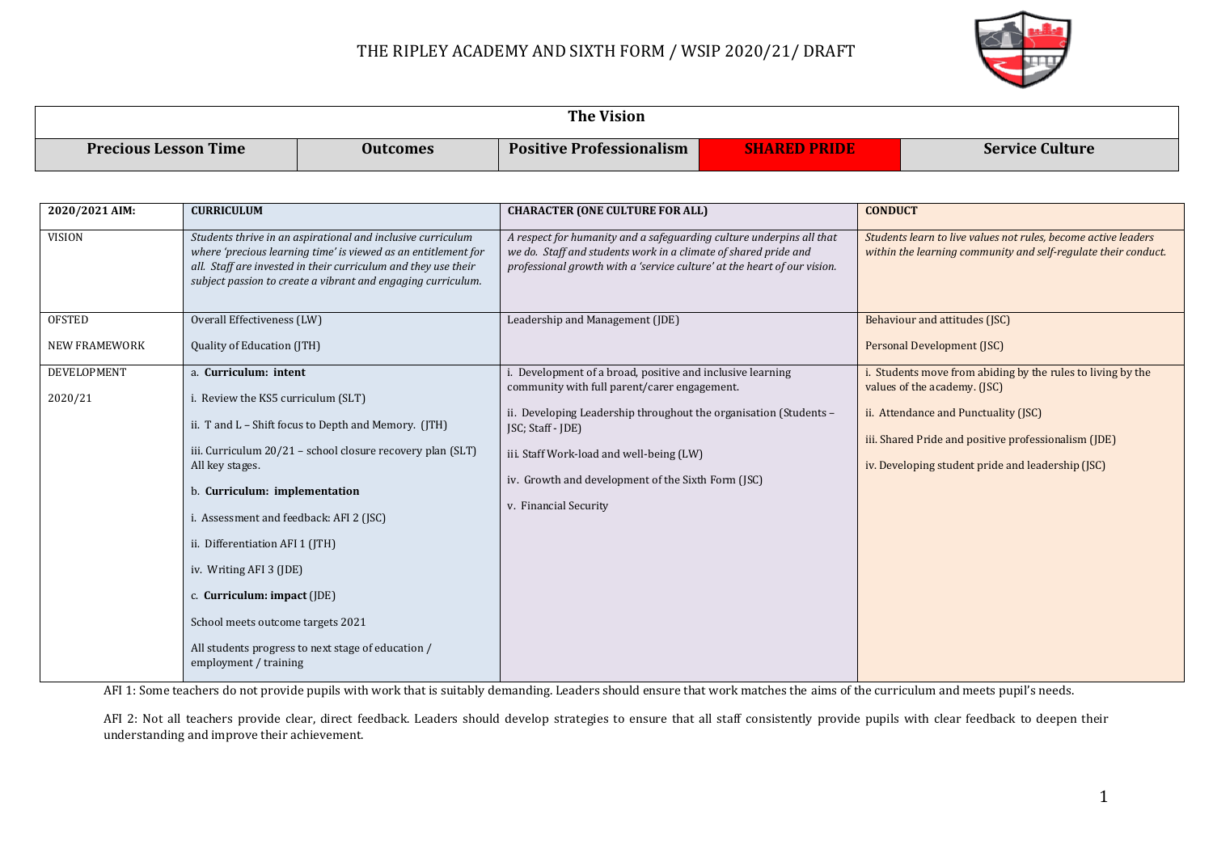# THE RIPLEY ACADEMY AND SIXTH FORM / WSIP 2020/21/ DRAFT

| The Vision | | | | |
|---|---|---|---|---|
| **Precious Lesson Time** | **Outcomes** | **Positive Professionalism** | **SHARED PRIDE** | **Service Culture** |

| 2020/2021 AIM: | CURRICULUM | CHARACTER (ONE CULTURE FOR ALL) | CONDUCT |
|---|---|---|---|
| VISION | *Students thrive in an aspirational and inclusive curriculum where 'precious learning time' is viewed as an entitlement for all. Staff are invested in their curriculum and they use their subject passion to create a vibrant and engaging curriculum.* | *A respect for humanity and a safeguarding culture underpins all that we do. Staff and students work in a climate of shared pride and professional growth with a 'service culture' at the heart of our vision.* | *Students learn to live values not rules, become active leaders within the learning community and self-regulate their conduct.* |
| OFSTED<br><br>NEW FRAMEWORK | Overall Effectiveness (LW)<br><br>Quality of Education (JTH) | Leadership and Management (JDE) | Behaviour and attitudes (JSC)<br><br>Personal Development (JSC) |
| DEVELOPMENT<br><br>2020/21 | a. **Curriculum: intent**<br><br>i. Review the KS5 curriculum (SLT)<br><br>ii. T and L – Shift focus to Depth and Memory. (JTH)<br><br>iii. Curriculum 20/21 – school closure recovery plan (SLT) All key stages.<br><br>b. **Curriculum: implementation**<br><br>i. Assessment and feedback: AFI 2 (JSC)<br><br>ii. Differentiation AFI 1 (JTH)<br><br>iv. Writing AFI 3 (JDE)<br><br>c. **Curriculum: impact** (JDE)<br><br>School meets outcome targets 2021<br><br>All students progress to next stage of education / employment / training | i. Development of a broad, positive and inclusive learning community with full parent/carer engagement.<br><br>ii. Developing Leadership throughout the organisation (Students – JSC; Staff - JDE)<br><br>iii. Staff Work-load and well-being (LW)<br><br>iv. Growth and development of the Sixth Form (JSC)<br><br>v. Financial Security | i. Students move from abiding by the rules to living by the values of the academy. (JSC)<br><br>ii. Attendance and Punctuality (JSC)<br><br>iii. Shared Pride and positive professionalism (JDE)<br><br>iv. Developing student pride and leadership (JSC) |

AFI 1: Some teachers do not provide pupils with work that is suitably demanding. Leaders should ensure that work matches the aims of the curriculum and meets pupil's needs.

AFI 2: Not all teachers provide clear, direct feedback. Leaders should develop strategies to ensure that all staff consistently provide pupils with clear feedback to deepen their understanding and improve their achievement.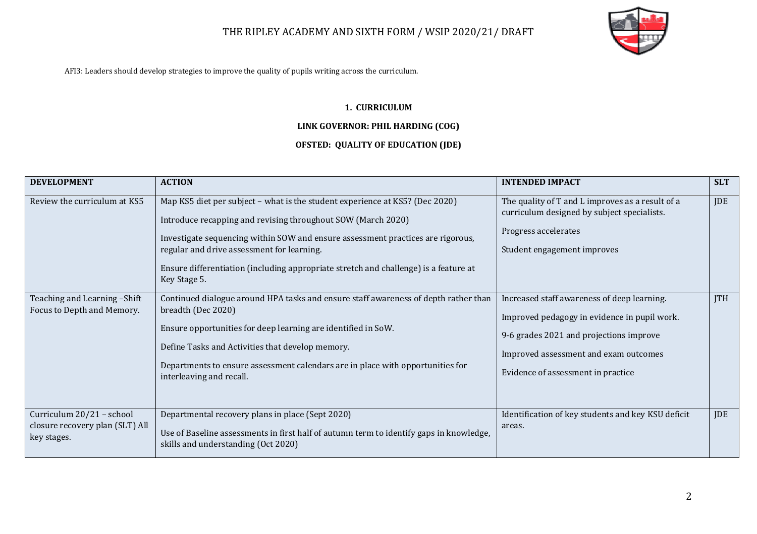AFI3: Leaders should develop strategies to improve the quality of pupils writing across the curriculum.

### 1. CURRICULUM

### LINK GOVERNOR: PHIL HARDING (COG)

### OFSTED: QUALITY OF EDUCATION (JDE)

| DEVELOPMENT | ACTION | INTENDED IMPACT | SLT |
|---|---|---|---|
| Review the curriculum at KS5 | Map KS5 diet per subject – what is the student experience at KS5? (Dec 2020)<br><br>Introduce recapping and revising throughout SOW (March 2020)<br><br>Investigate sequencing within SOW and ensure assessment practices are rigorous, regular and drive assessment for learning.<br><br>Ensure differentiation (including appropriate stretch and challenge) is a feature at Key Stage 5. | The quality of T and L improves as a result of a curriculum designed by subject specialists.<br><br>Progress accelerates<br><br>Student engagement improves | JDE |
| Teaching and Learning –Shift Focus to Depth and Memory. | Continued dialogue around HPA tasks and ensure staff awareness of depth rather than breadth (Dec 2020)<br><br>Ensure opportunities for deep learning are identified in SoW.<br><br>Define Tasks and Activities that develop memory.<br><br>Departments to ensure assessment calendars are in place with opportunities for interleaving and recall. | Increased staff awareness of deep learning.<br><br>Improved pedagogy in evidence in pupil work.<br><br>9-6 grades 2021 and projections improve<br><br>Improved assessment and exam outcomes<br><br>Evidence of assessment in practice | JTH |
| Curriculum 20/21 – school closure recovery plan (SLT) All key stages. | Departmental recovery plans in place (Sept 2020)<br><br>Use of Baseline assessments in first half of autumn term to identify gaps in knowledge, skills and understanding (Oct 2020) | Identification of key students and key KSU deficit areas. | JDE |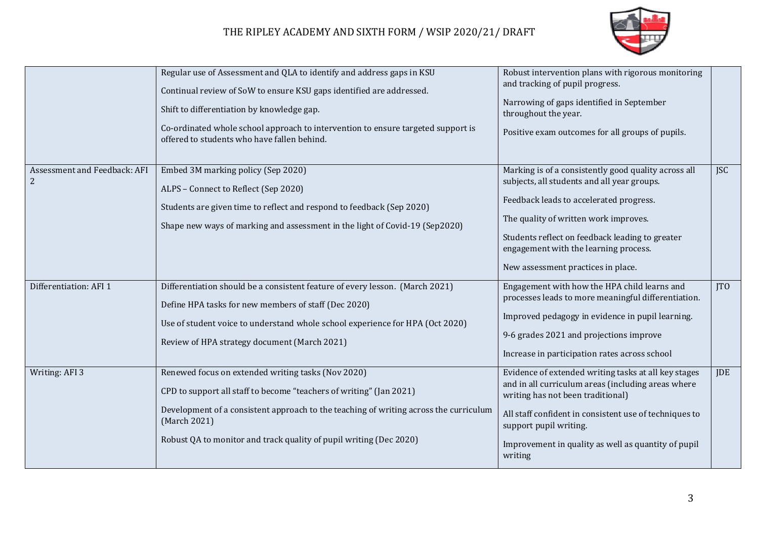| | | | |
|---|---|---|---|
| | Regular use of Assessment and QLA to identify and address gaps in KSU<br><br>Continual review of SoW to ensure KSU gaps identified are addressed.<br><br>Shift to differentiation by knowledge gap.<br><br>Co-ordinated whole school approach to intervention to ensure targeted support is offered to students who have fallen behind. | Robust intervention plans with rigorous monitoring and tracking of pupil progress.<br><br>Narrowing of gaps identified in September throughout the year.<br><br>Positive exam outcomes for all groups of pupils. | |
| Assessment and Feedback: AFI 2 | Embed 3M marking policy (Sep 2020)<br><br>ALPS – Connect to Reflect (Sep 2020)<br><br>Students are given time to reflect and respond to feedback (Sep 2020)<br><br>Shape new ways of marking and assessment in the light of Covid-19 (Sep2020) | Marking is of a consistently good quality across all subjects, all students and all year groups.<br><br>Feedback leads to accelerated progress.<br><br>The quality of written work improves.<br><br>Students reflect on feedback leading to greater engagement with the learning process.<br><br>New assessment practices in place. | JSC |
| Differentiation: AFI 1 | Differentiation should be a consistent feature of every lesson. (March 2021)<br><br>Define HPA tasks for new members of staff (Dec 2020)<br><br>Use of student voice to understand whole school experience for HPA (Oct 2020)<br><br>Review of HPA strategy document (March 2021) | Engagement with how the HPA child learns and processes leads to more meaningful differentiation.<br><br>Improved pedagogy in evidence in pupil learning.<br><br>9-6 grades 2021 and projections improve<br><br>Increase in participation rates across school | JTO |
| Writing: AFI 3 | Renewed focus on extended writing tasks (Nov 2020)<br><br>CPD to support all staff to become "teachers of writing" (Jan 2021)<br><br>Development of a consistent approach to the teaching of writing across the curriculum (March 2021)<br><br>Robust QA to monitor and track quality of pupil writing (Dec 2020) | Evidence of extended writing tasks at all key stages and in all curriculum areas (including areas where writing has not been traditional)<br><br>All staff confident in consistent use of techniques to support pupil writing.<br><br>Improvement in quality as well as quantity of pupil writing | JDE |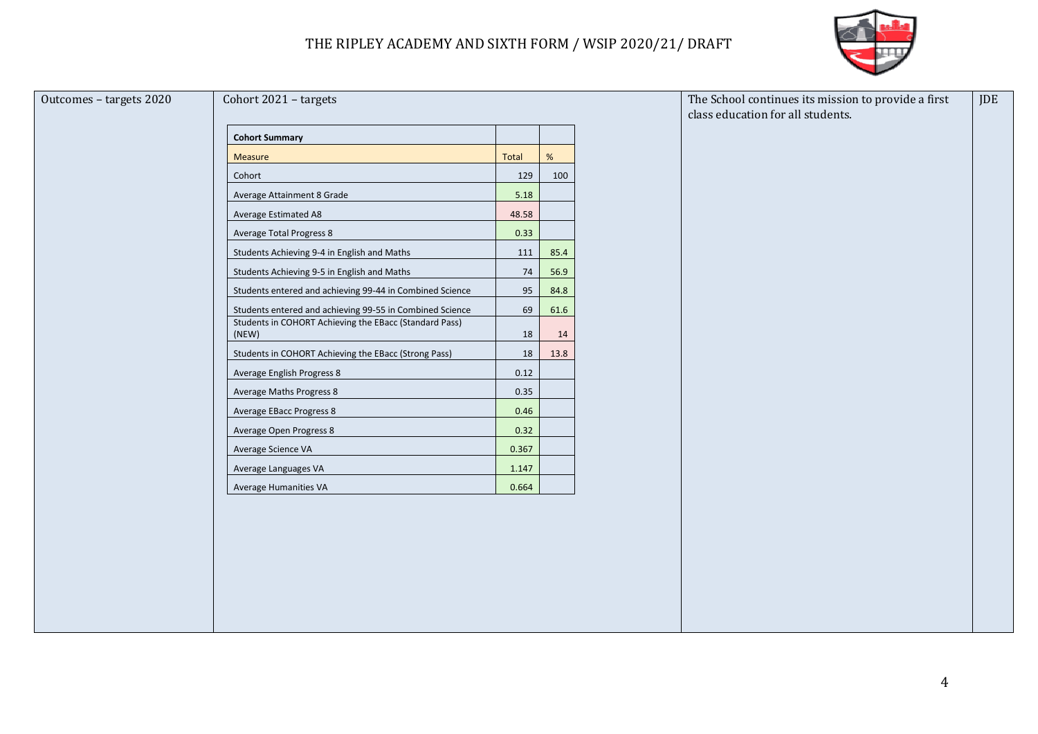| Outcomes – targets 2020 | Cohort 2021 – targets | The School continues its mission to provide a first class education for all students. | JDE |
|---|---|---|---|

**Cohort Summary**

| Measure | Total | % |
|---|---|---|
| Cohort | 129 | 100 |
| Average Attainment 8 Grade | 5.18 | |
| Average Estimated A8 | 48.58 | |
| Average Total Progress 8 | 0.33 | |
| Students Achieving 9-4 in English and Maths | 111 | 85.4 |
| Students Achieving 9-5 in English and Maths | 74 | 56.9 |
| Students entered and achieving 99-44 in Combined Science | 95 | 84.8 |
| Students entered and achieving 99-55 in Combined Science | 69 | 61.6 |
| Students in COHORT Achieving the EBacc (Standard Pass) (NEW) | 18 | 14 |
| Students in COHORT Achieving the EBacc (Strong Pass) | 18 | 13.8 |
| Average English Progress 8 | 0.12 | |
| Average Maths Progress 8 | 0.35 | |
| Average EBacc Progress 8 | 0.46 | |
| Average Open Progress 8 | 0.32 | |
| Average Science VA | 0.367 | |
| Average Languages VA | 1.147 | |
| Average Humanities VA | 0.664 | |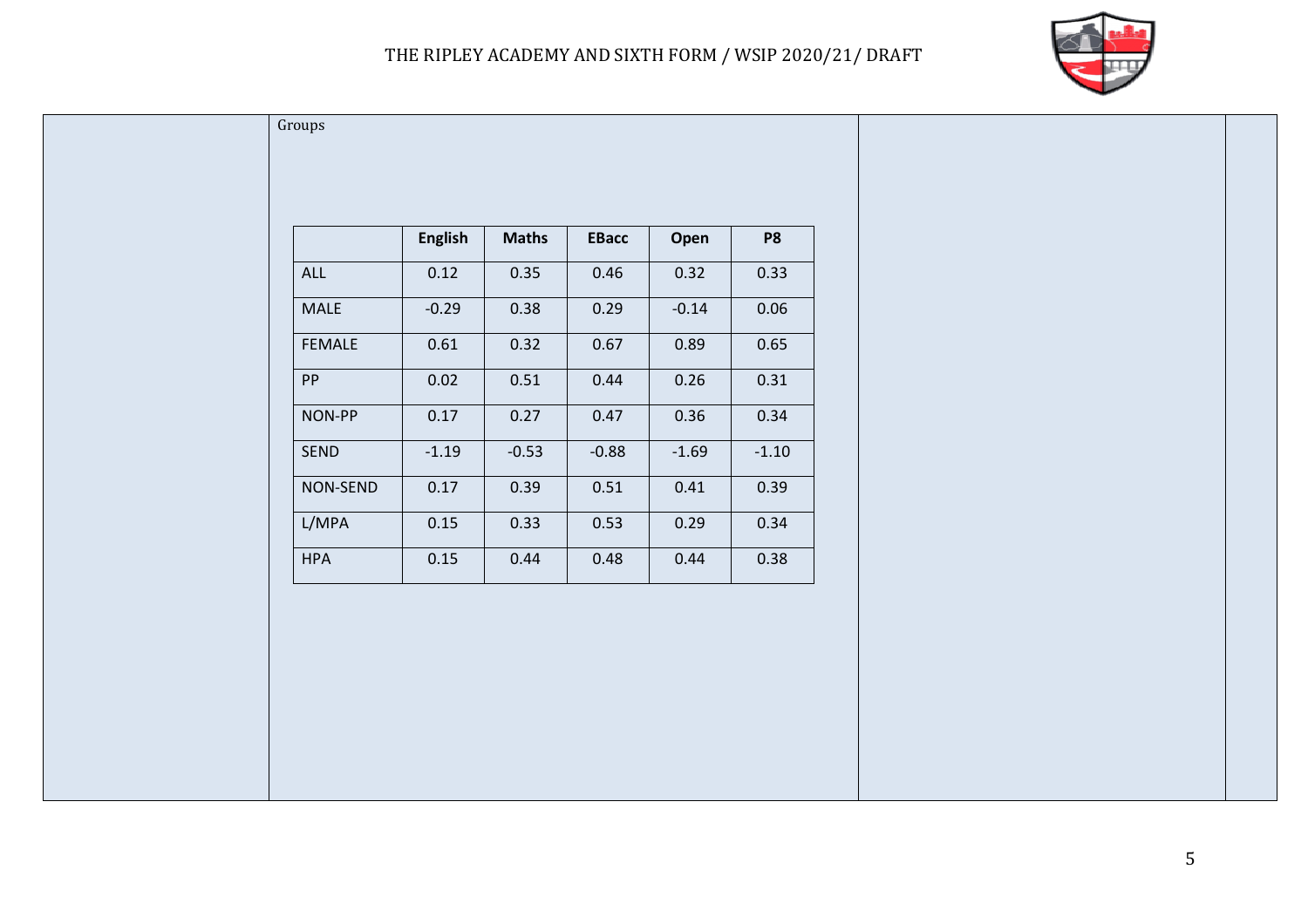Groups

| | English | Maths | EBacc | Open | P8 |
|---|---|---|---|---|---|
| ALL | 0.12 | 0.35 | 0.46 | 0.32 | 0.33 |
| MALE | -0.29 | 0.38 | 0.29 | -0.14 | 0.06 |
| FEMALE | 0.61 | 0.32 | 0.67 | 0.89 | 0.65 |
| PP | 0.02 | 0.51 | 0.44 | 0.26 | 0.31 |
| NON-PP | 0.17 | 0.27 | 0.47 | 0.36 | 0.34 |
| SEND | -1.19 | -0.53 | -0.88 | -1.69 | -1.10 |
| NON-SEND | 0.17 | 0.39 | 0.51 | 0.41 | 0.39 |
| L/MPA | 0.15 | 0.33 | 0.53 | 0.29 | 0.34 |
| HPA | 0.15 | 0.44 | 0.48 | 0.44 | 0.38 |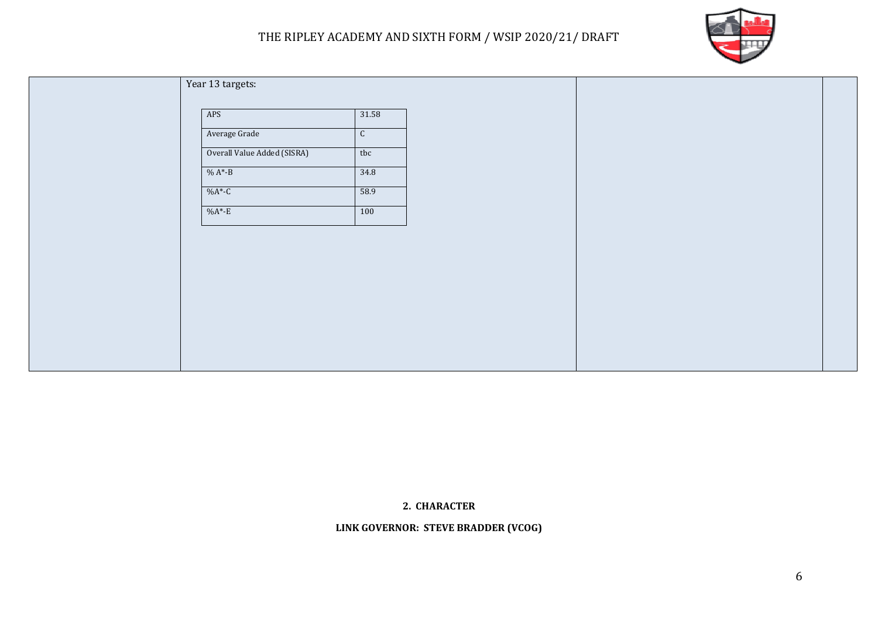Year 13 targets:

| | |
|---|---|
| APS | 31.58 |
| Average Grade | C |
| Overall Value Added (SISRA) | tbc |
| % A*-B | 34.8 |
| %A*-C | 58.9 |
| %A*-E | 100 |

## 2. CHARACTER

**LINK GOVERNOR: STEVE BRADDER (VCOG)**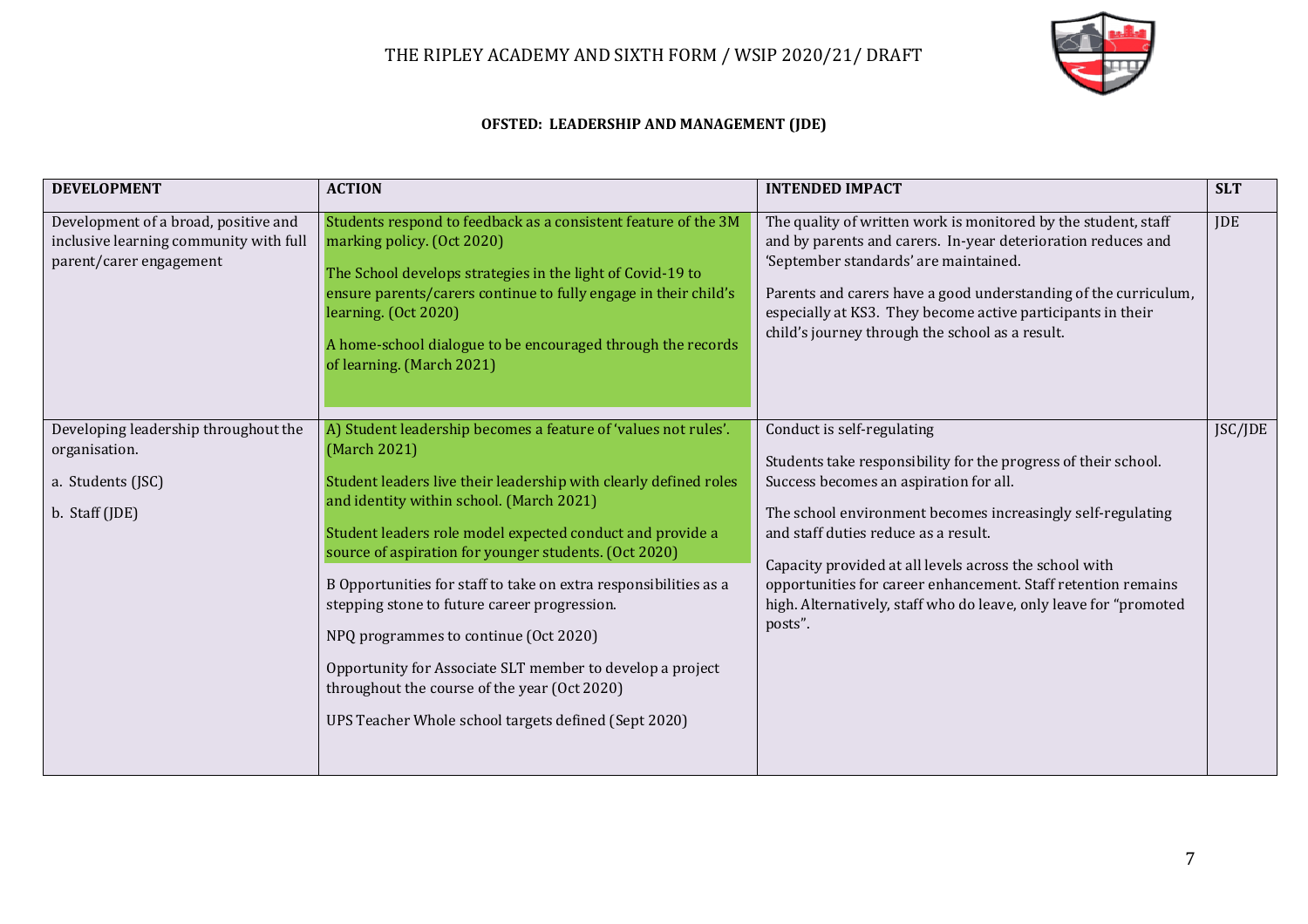## OFSTED: LEADERSHIP AND MANAGEMENT (JDE)

| DEVELOPMENT | ACTION | INTENDED IMPACT | SLT |
|---|---|---|---|
| Development of a broad, positive and inclusive learning community with full parent/carer engagement | Students respond to feedback as a consistent feature of the 3M marking policy. (Oct 2020)<br><br>The School develops strategies in the light of Covid-19 to ensure parents/carers continue to fully engage in their child's learning. (Oct 2020)<br><br>A home-school dialogue to be encouraged through the records of learning. (March 2021) | The quality of written work is monitored by the student, staff and by parents and carers. In-year deterioration reduces and 'September standards' are maintained.<br><br>Parents and carers have a good understanding of the curriculum, especially at KS3. They become active participants in their child's journey through the school as a result. | JDE |
| Developing leadership throughout the organisation.<br><br>a. Students (JSC)<br><br>b. Staff (JDE) | A) Student leadership becomes a feature of 'values not rules'. (March 2021)<br><br>Student leaders live their leadership with clearly defined roles and identity within school. (March 2021)<br><br>Student leaders role model expected conduct and provide a source of aspiration for younger students. (Oct 2020)<br><br>B Opportunities for staff to take on extra responsibilities as a stepping stone to future career progression.<br><br>NPQ programmes to continue (Oct 2020)<br><br>Opportunity for Associate SLT member to develop a project throughout the course of the year (Oct 2020)<br><br>UPS Teacher Whole school targets defined (Sept 2020) | Conduct is self-regulating<br><br>Students take responsibility for the progress of their school. Success becomes an aspiration for all.<br><br>The school environment becomes increasingly self-regulating and staff duties reduce as a result.<br><br>Capacity provided at all levels across the school with opportunities for career enhancement. Staff retention remains high. Alternatively, staff who do leave, only leave for "promoted posts". | JSC/JDE |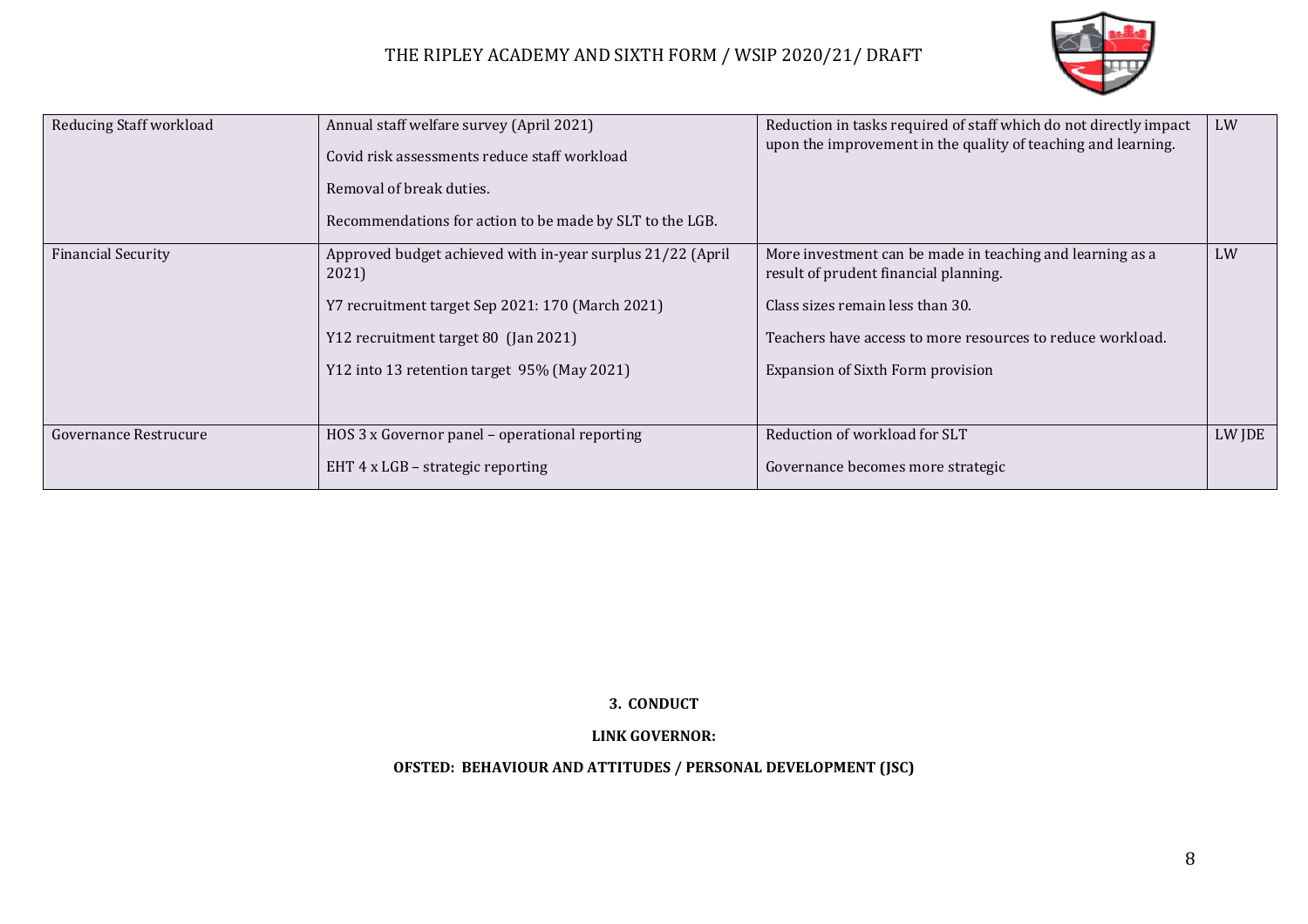| Reducing Staff workload | Annual staff welfare survey (April 2021)<br><br>Covid risk assessments reduce staff workload<br><br>Removal of break duties.<br><br>Recommendations for action to be made by SLT to the LGB. | Reduction in tasks required of staff which do not directly impact upon the improvement in the quality of teaching and learning. | LW |
|---|---|---|---|
| Financial Security | Approved budget achieved with in-year surplus 21/22 (April 2021)<br><br>Y7 recruitment target Sep 2021: 170 (March 2021)<br><br>Y12 recruitment target 80 (Jan 2021)<br><br>Y12 into 13 retention target 95% (May 2021) | More investment can be made in teaching and learning as a result of prudent financial planning.<br><br>Class sizes remain less than 30.<br><br>Teachers have access to more resources to reduce workload.<br><br>Expansion of Sixth Form provision | LW |
| Governance Restrucure | HOS 3 x Governor panel – operational reporting<br><br>EHT 4 x LGB – strategic reporting | Reduction of workload for SLT<br><br>Governance becomes more strategic | LW JDE |

**3. CONDUCT**

**LINK GOVERNOR:**

**OFSTED: BEHAVIOUR AND ATTITUDES / PERSONAL DEVELOPMENT (JSC)**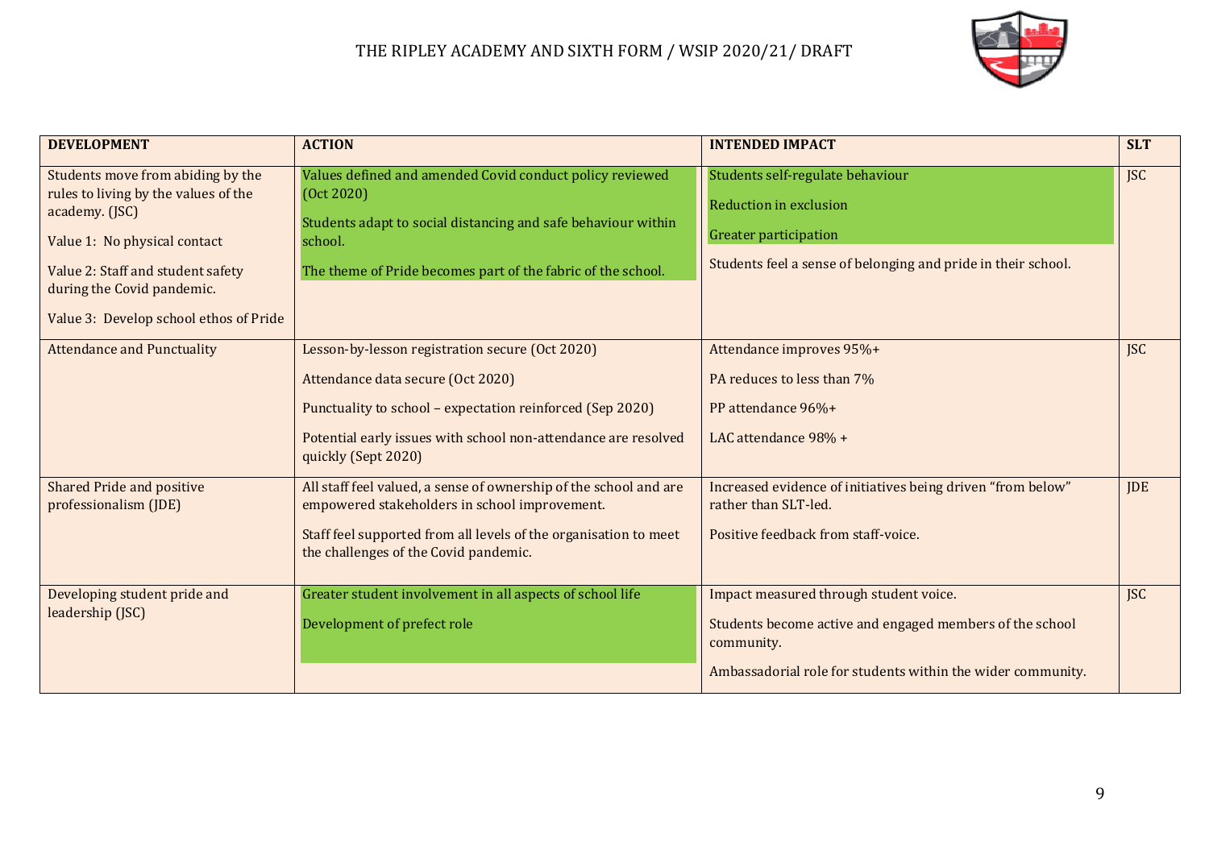| DEVELOPMENT | ACTION | INTENDED IMPACT | SLT |
|---|---|---|---|
| Students move from abiding by the rules to living by the values of the academy. (JSC)<br><br>Value 1: No physical contact<br><br>Value 2: Staff and student safety during the Covid pandemic.<br><br>Value 3: Develop school ethos of Pride | Values defined and amended Covid conduct policy reviewed (Oct 2020)<br><br>Students adapt to social distancing and safe behaviour within school.<br><br>The theme of Pride becomes part of the fabric of the school. | Students self-regulate behaviour<br><br>Reduction in exclusion<br><br>Greater participation<br><br>Students feel a sense of belonging and pride in their school. | JSC |
| Attendance and Punctuality | Lesson-by-lesson registration secure (Oct 2020)<br><br>Attendance data secure (Oct 2020)<br><br>Punctuality to school – expectation reinforced (Sep 2020)<br><br>Potential early issues with school non-attendance are resolved quickly (Sept 2020) | Attendance improves 95%+<br><br>PA reduces to less than 7%<br><br>PP attendance 96%+<br><br>LAC attendance 98% + | JSC |
| Shared Pride and positive professionalism (JDE) | All staff feel valued, a sense of ownership of the school and are empowered stakeholders in school improvement.<br><br>Staff feel supported from all levels of the organisation to meet the challenges of the Covid pandemic. | Increased evidence of initiatives being driven "from below" rather than SLT-led.<br><br>Positive feedback from staff-voice. | JDE |
| Developing student pride and leadership (JSC) | Greater student involvement in all aspects of school life<br><br>Development of prefect role | Impact measured through student voice.<br><br>Students become active and engaged members of the school community.<br><br>Ambassadorial role for students within the wider community. | JSC |